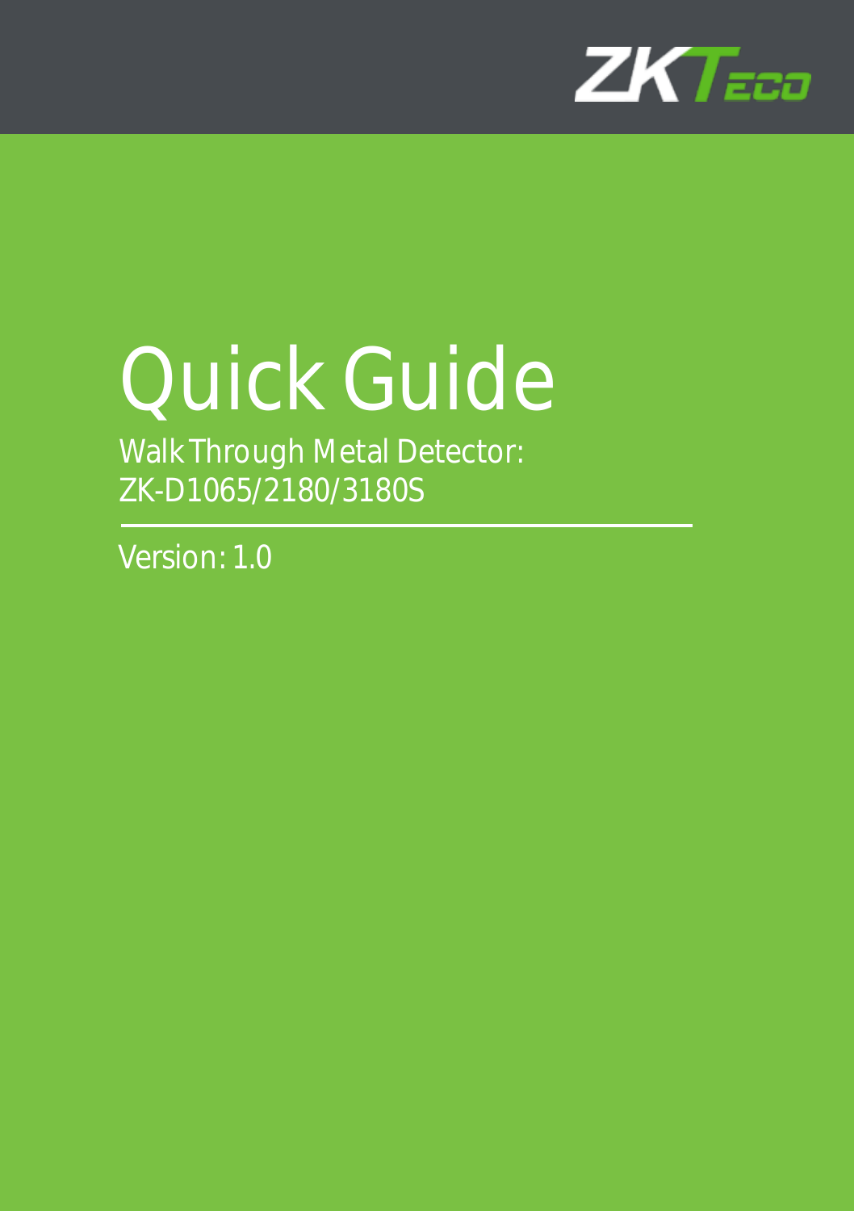# Quick Guide

Walk Through Metal Detector:
ZK-D1065/2180/3180S

Version: 1.0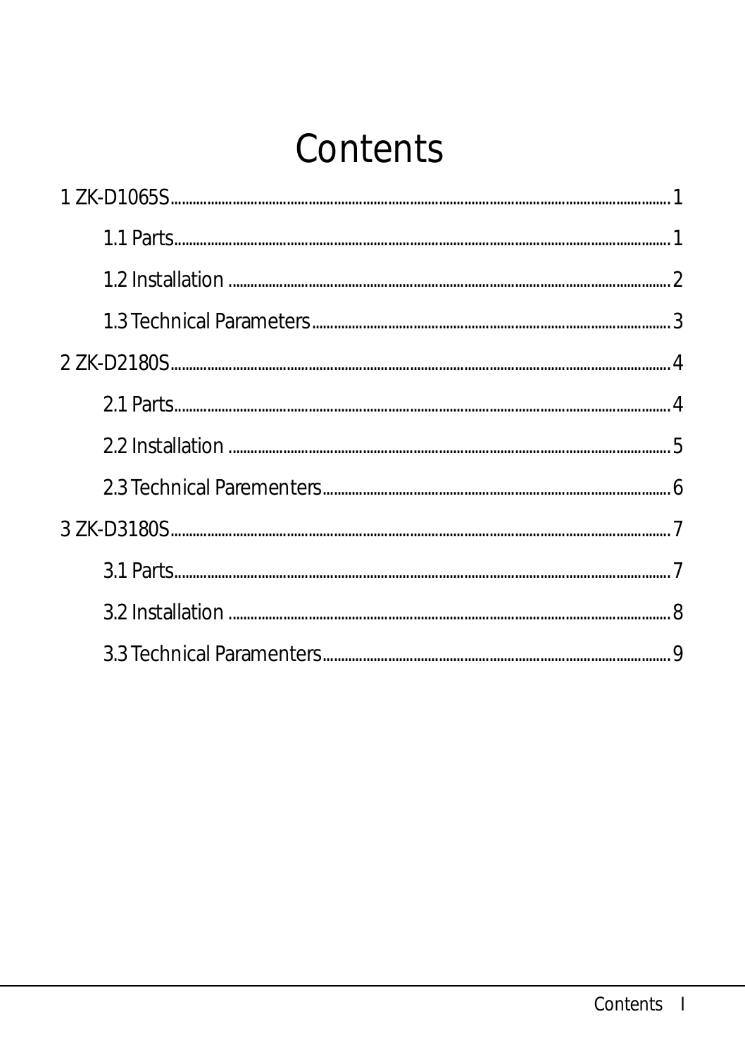# Contents

1 ZK-D1065S........................................................................................................................1

- 1.1 Parts..........................................................................................................................1
- 1.2 Installation ...............................................................................................................2
- 1.3 Technical Parameters..............................................................................................3

2 ZK-D2180S........................................................................................................................4

- 2.1 Parts..........................................................................................................................4
- 2.2 Installation ...............................................................................................................5
- 2.3 Technical Parementers............................................................................................6

3 ZK-D3180S........................................................................................................................7

- 3.1 Parts..........................................................................................................................7
- 3.2 Installation ...............................................................................................................8
- 3.3 Technical Paramenters............................................................................................9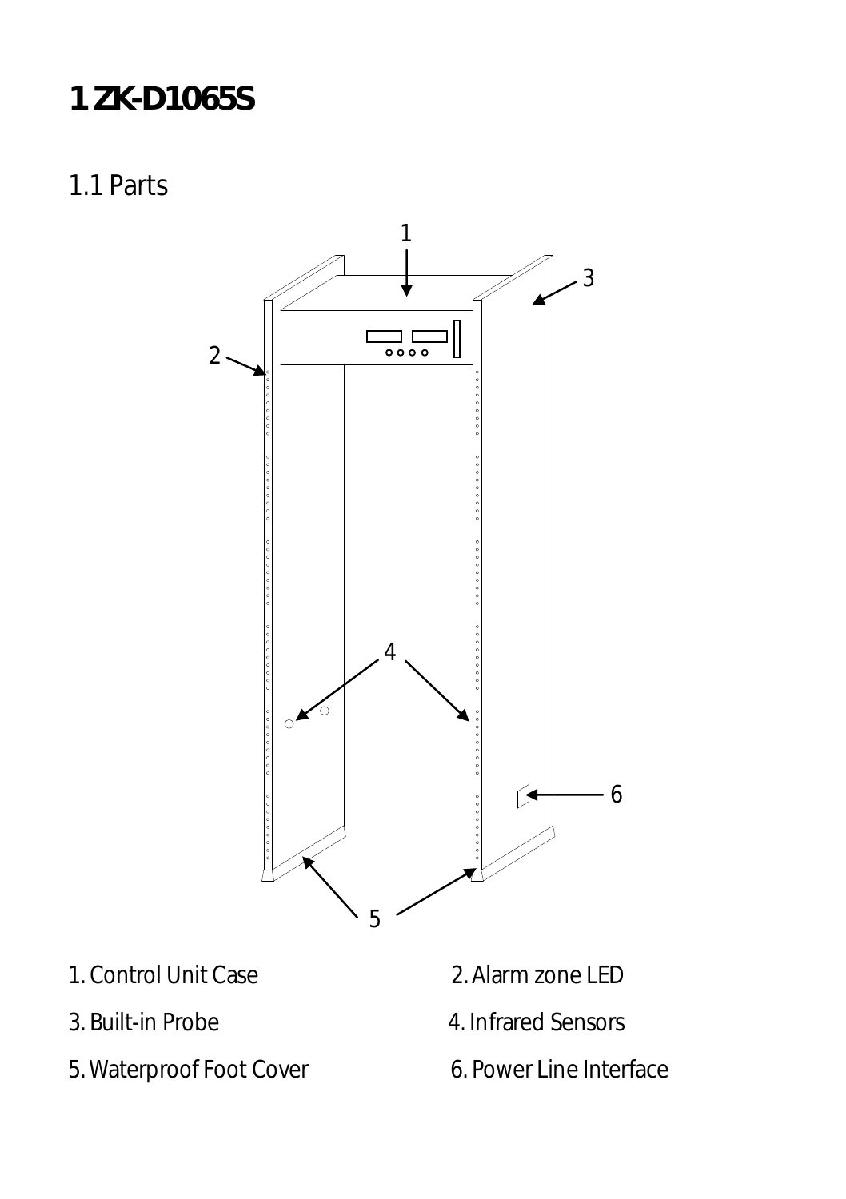# 1 ZK-D1065S

## 1.1 Parts

1. Control Unit Case
2. Alarm zone LED
3. Built-in Probe
4. Infrared Sensors
5. Waterproof Foot Cover
6. Power Line Interface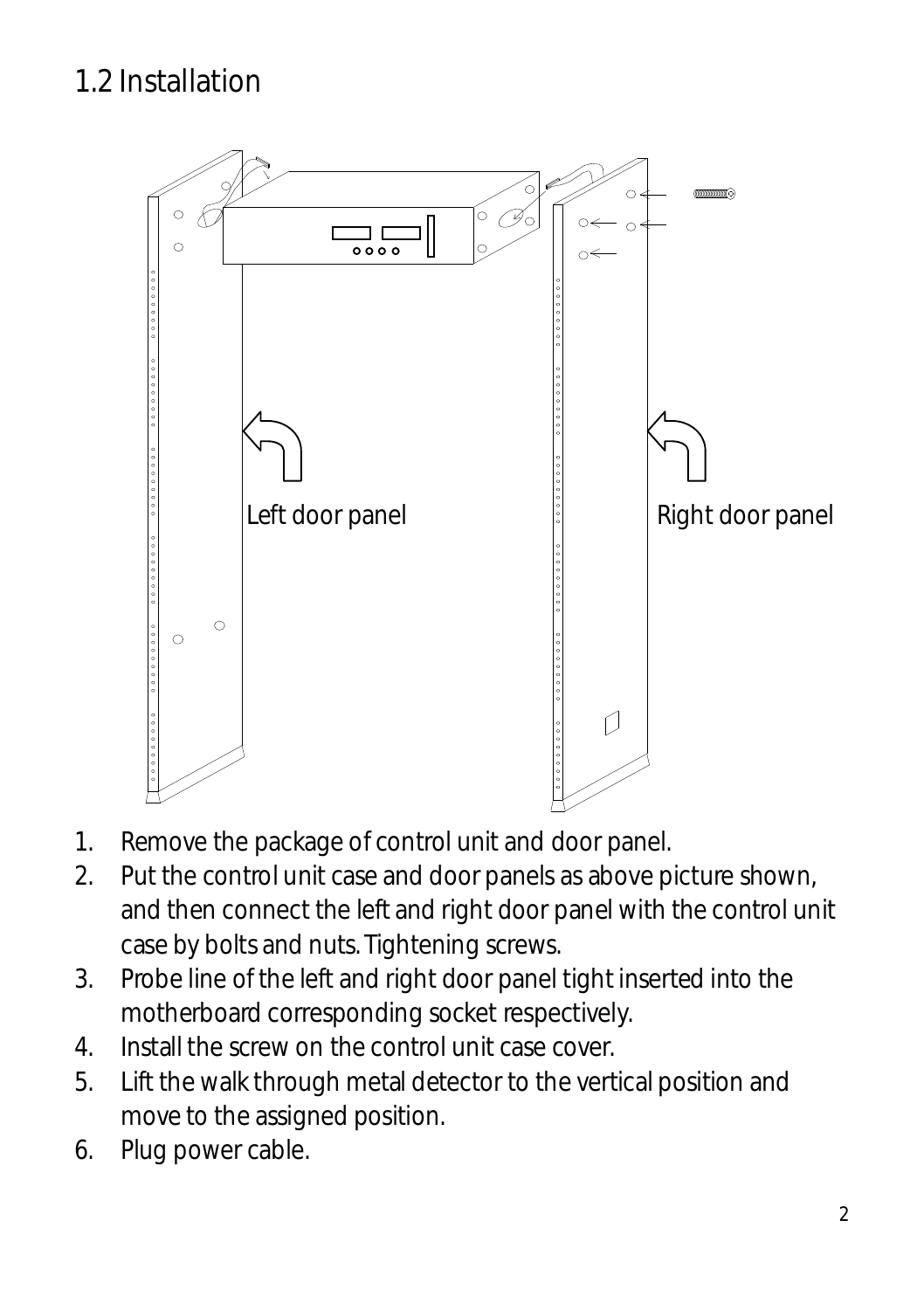## 1.2 Installation

1. Remove the package of control unit and door panel.
2. Put the control unit case and door panels as above picture shown, and then connect the left and right door panel with the control unit case by bolts and nuts. Tightening screws.
3. Probe line of the left and right door panel tight inserted into the motherboard corresponding socket respectively.
4. Install the screw on the control unit case cover.
5. Lift the walk through metal detector to the vertical position and move to the assigned position.
6. Plug power cable.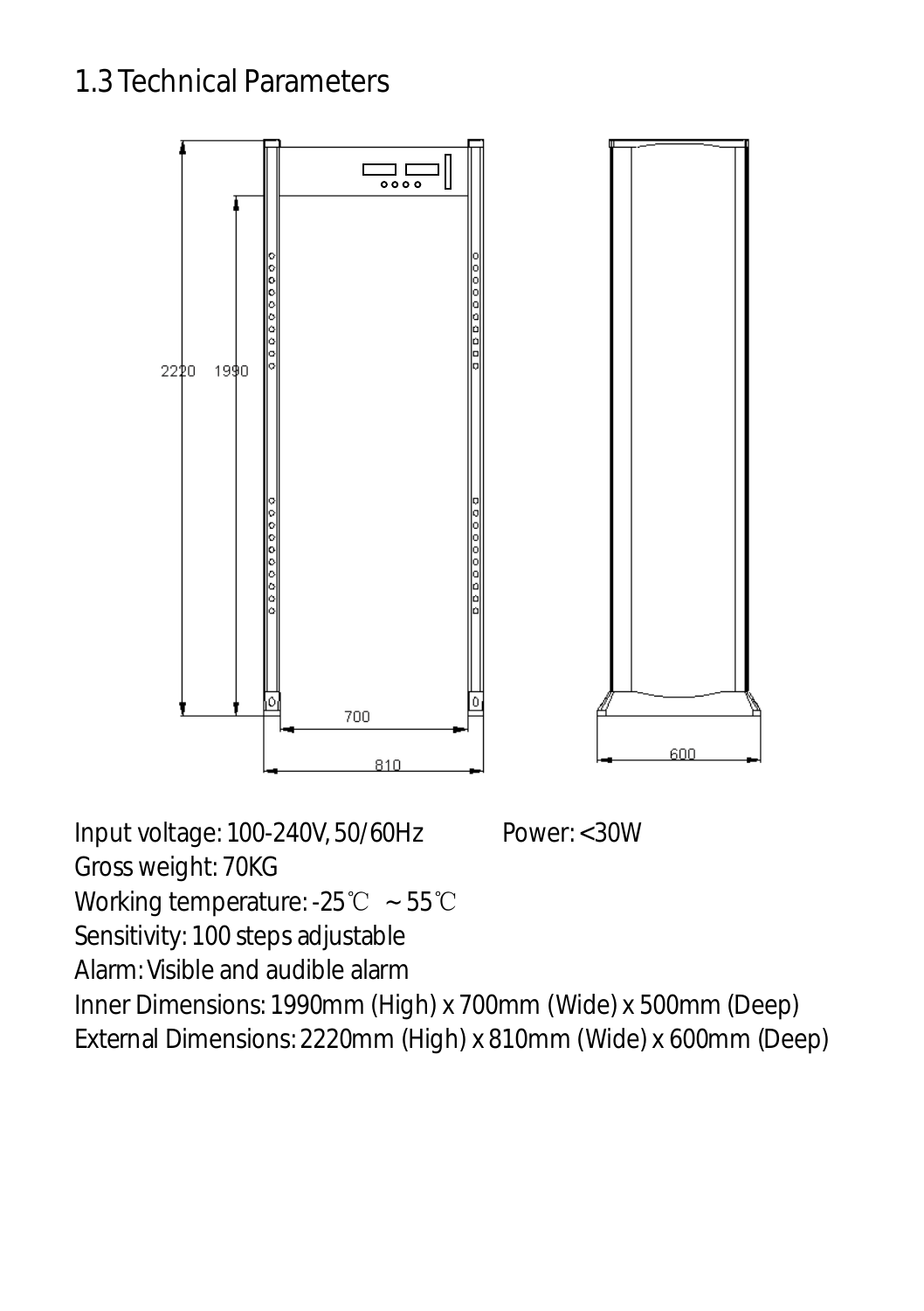## 1.3 Technical Parameters

Input voltage: 100-240V, 50/60Hz        Power: <30W

Gross weight: 70KG

Working temperature: -25℃ ~ 55℃

Sensitivity: 100 steps adjustable

Alarm: Visible and audible alarm

Inner Dimensions: 1990mm (High) x 700mm (Wide) x 500mm (Deep)

External Dimensions: 2220mm (High) x 810mm (Wide) x 600mm (Deep)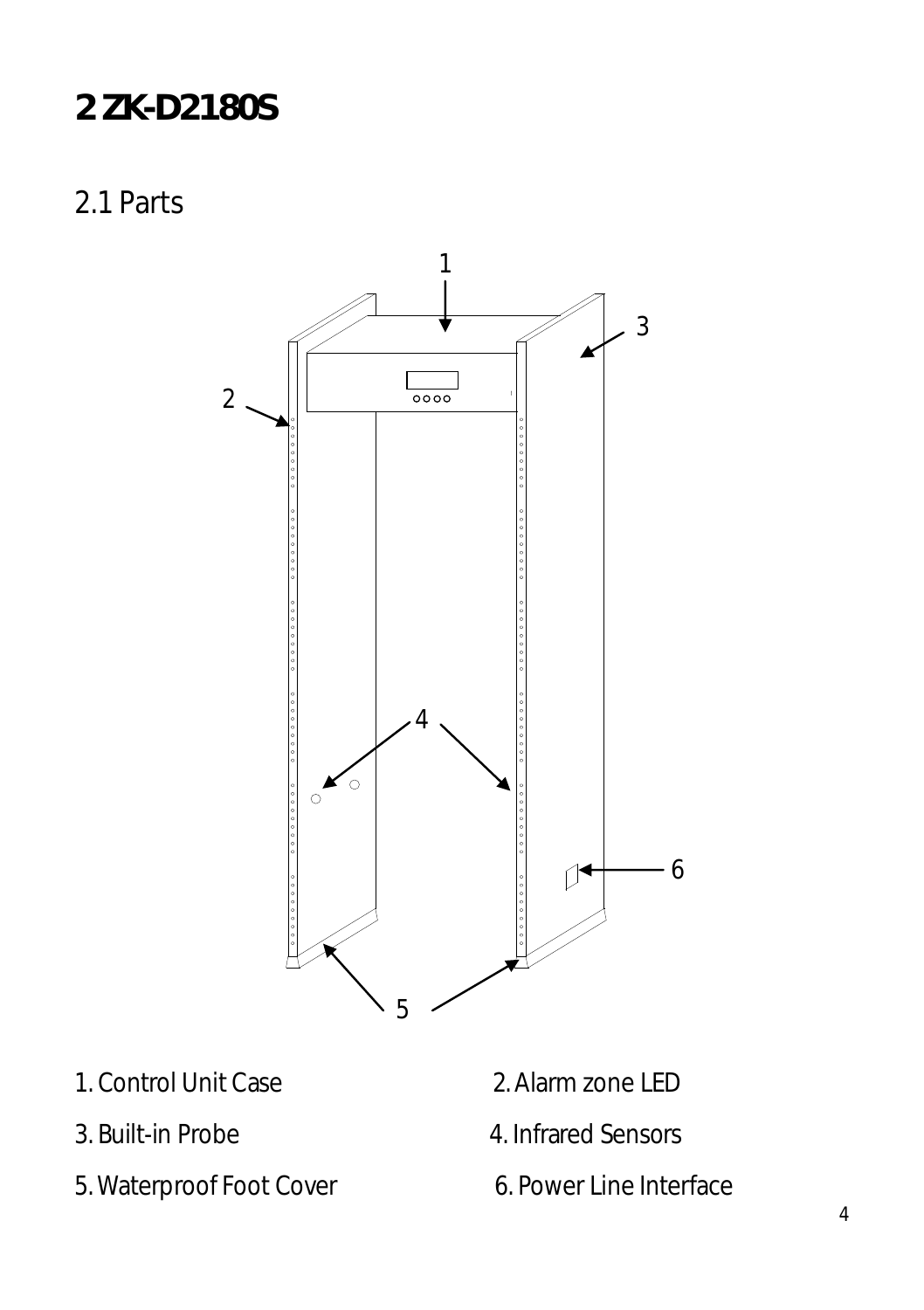# 2 ZK-D2180S

## 2.1 Parts

1. Control Unit Case
2. Alarm zone LED
3. Built-in Probe
4. Infrared Sensors
5. Waterproof Foot Cover
6. Power Line Interface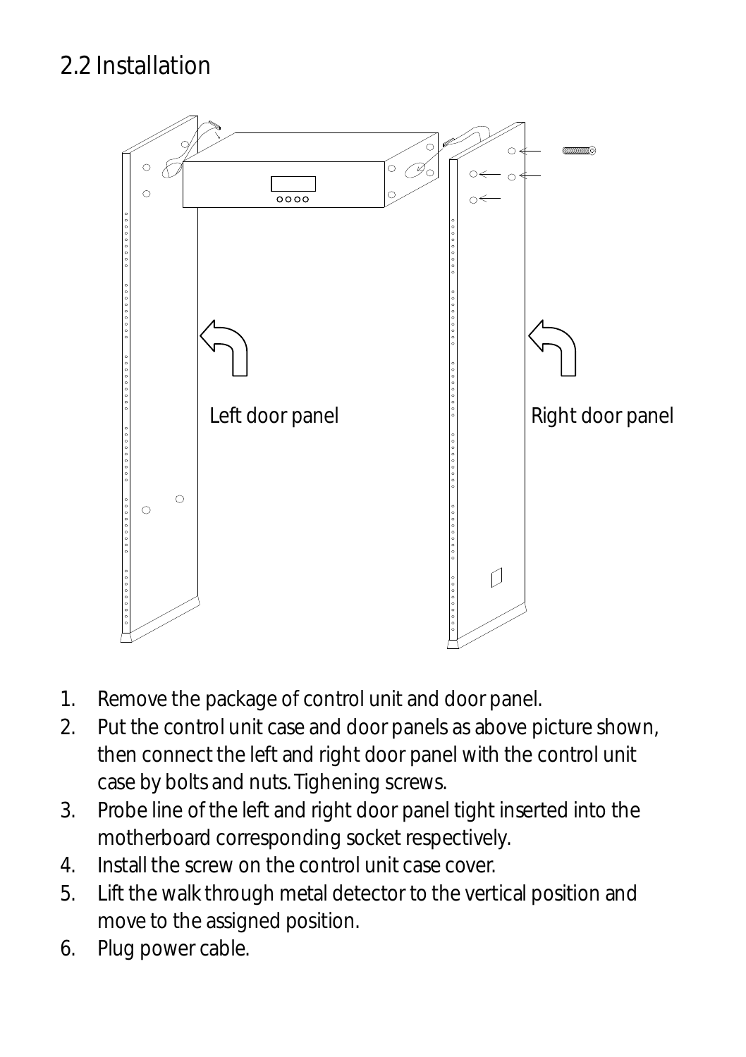## 2.2 Installation

Left door panel

Right door panel

1. Remove the package of control unit and door panel.
2. Put the control unit case and door panels as above picture shown, then connect the left and right door panel with the control unit case by bolts and nuts. Tighening screws.
3. Probe line of the left and right door panel tight inserted into the motherboard corresponding socket respectively.
4. Install the screw on the control unit case cover.
5. Lift the walk through metal detector to the vertical position and move to the assigned position.
6. Plug power cable.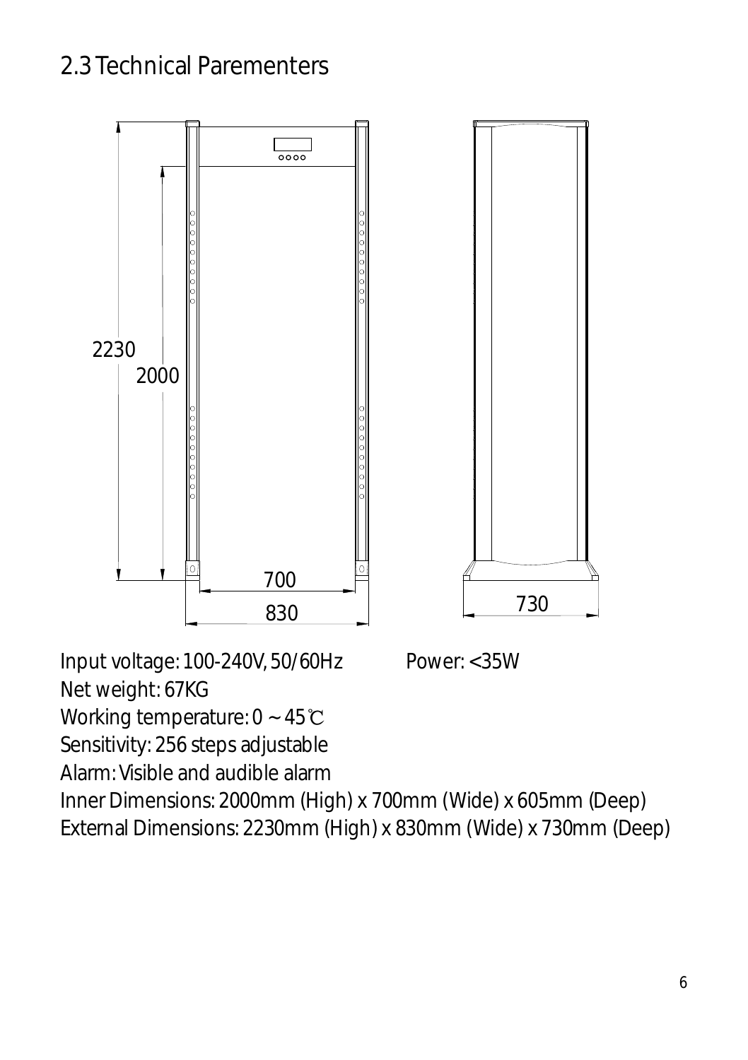## 2.3 Technical Parementers

Input voltage: 100-240V, 50/60Hz　　　Power: <35W

Net weight: 67KG

Working temperature: 0 ~ 45℃

Sensitivity: 256 steps adjustable

Alarm: Visible and audible alarm

Inner Dimensions: 2000mm (High) x 700mm (Wide) x 605mm (Deep)

External Dimensions: 2230mm (High) x 830mm (Wide) x 730mm (Deep)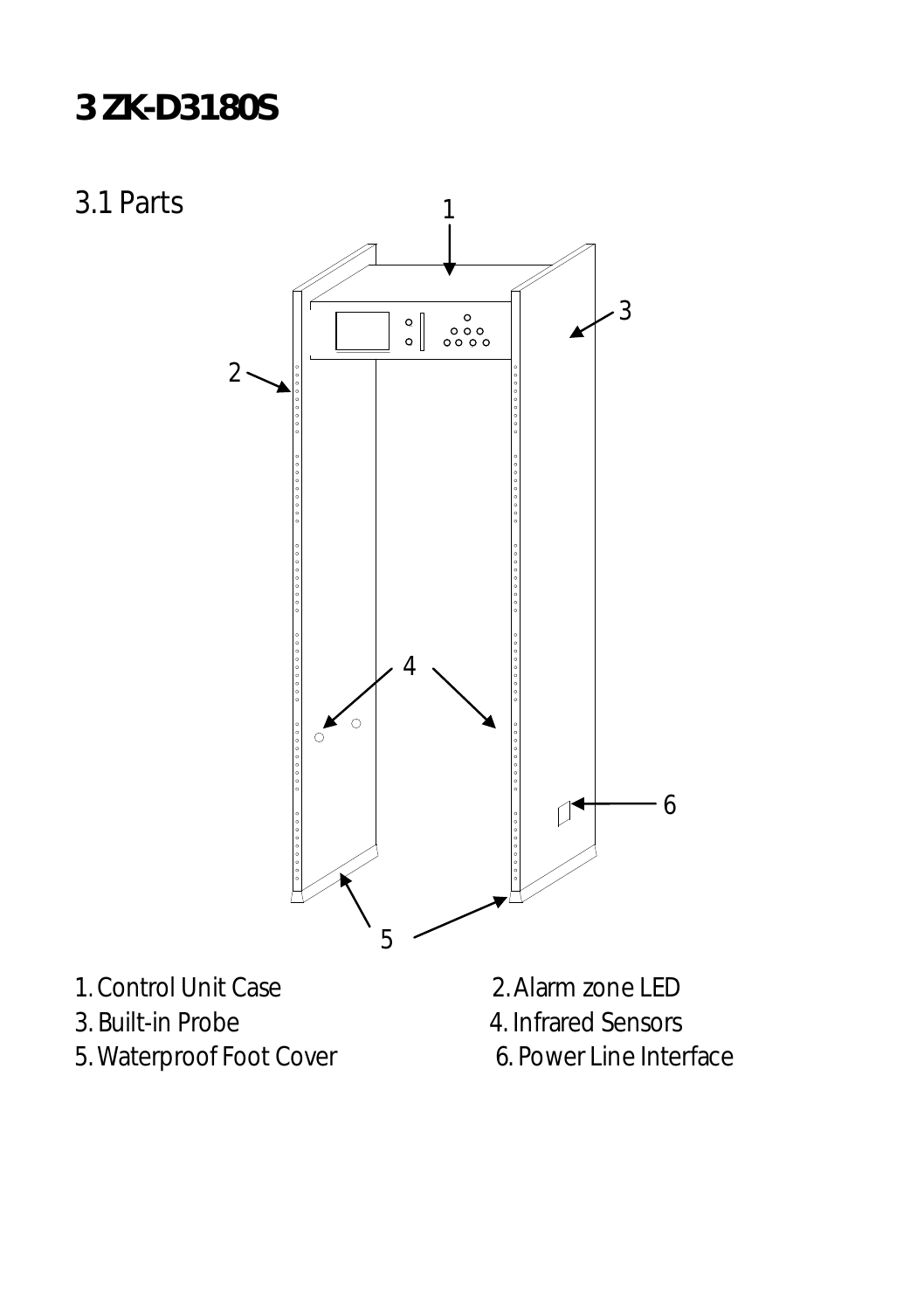# 3 ZK-D3180S

## 3.1 Parts

1. Control Unit Case
2. Alarm zone LED
3. Built-in Probe
4. Infrared Sensors
5. Waterproof Foot Cover
6. Power Line Interface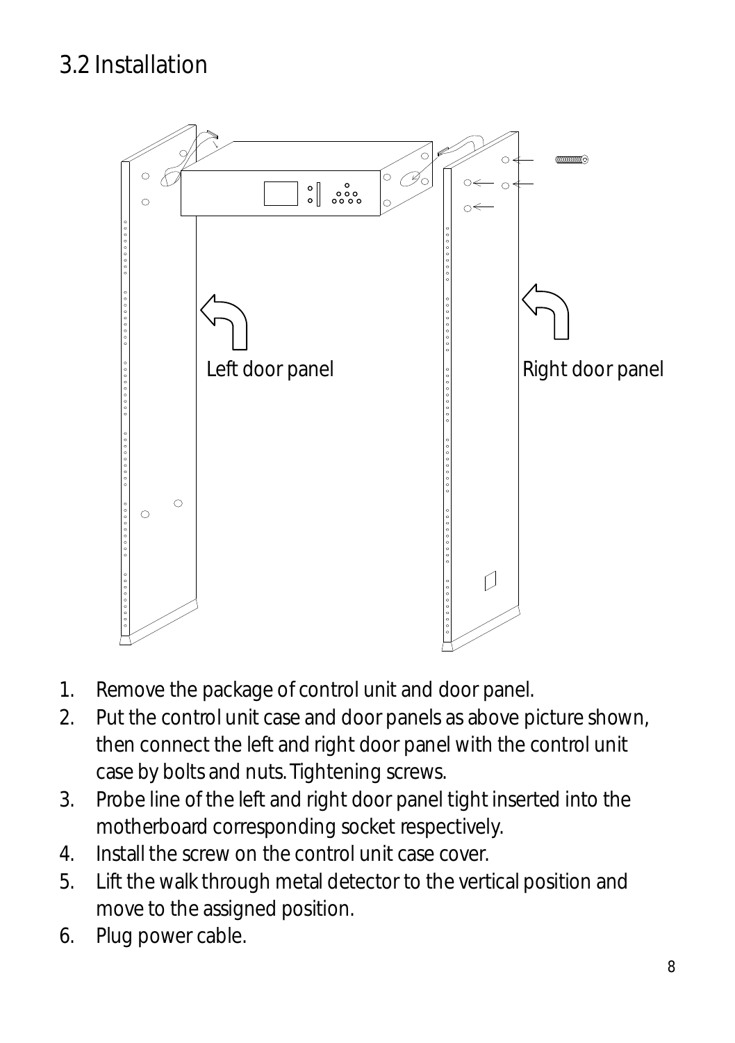## 3.2 Installation

Left door panel

Right door panel

1. Remove the package of control unit and door panel.
2. Put the control unit case and door panels as above picture shown, then connect the left and right door panel with the control unit case by bolts and nuts. Tightening screws.
3. Probe line of the left and right door panel tight inserted into the motherboard corresponding socket respectively.
4. Install the screw on the control unit case cover.
5. Lift the walk through metal detector to the vertical position and move to the assigned position.
6. Plug power cable.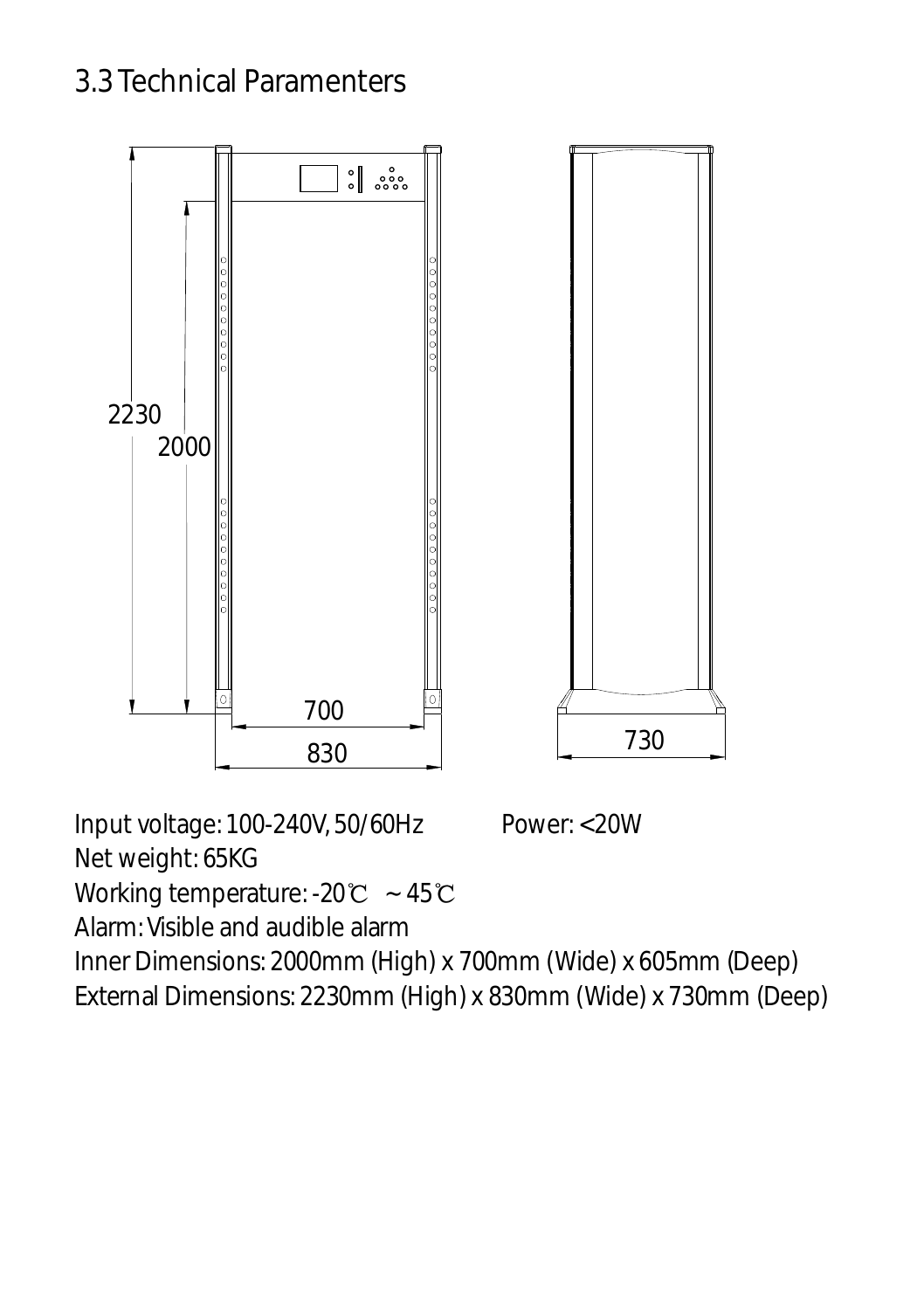## 3.3 Technical Paramenters

2230
2000
700
830
730

Input voltage: 100-240V, 50/60Hz Power: <20W
Net weight: 65KG
Working temperature: -20℃ ~ 45℃
Alarm: Visible and audible alarm
Inner Dimensions: 2000mm (High) x 700mm (Wide) x 605mm (Deep)
External Dimensions: 2230mm (High) x 830mm (Wide) x 730mm (Deep)